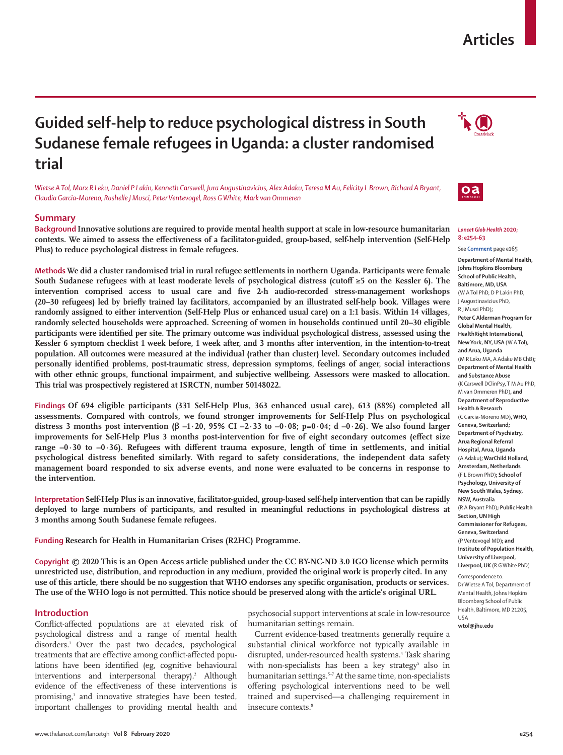# Guided self-help to reduce psychological distress in South Sudanese female refugees in Uganda: a cluster randomised trial

*Wietse A Tol, Marx R Leku, Daniel P Lakin, Kenneth Carswell, Jura Augustinavicius, Alex Adaku, Teresa M Au, Felicity L Brown, Richard A Bryant, Claudia Garcia-Moreno, Rashelle J Musci, Peter Ventevogel, Ross G White, Mark van Ommeren*

## Summary

**Background** Innovative solutions are required to provide mental health support at scale in low-resource humanitarian contexts. We aimed to assess the effectiveness of a facilitator-guided, group-based, self-help intervention (Self-Help Plus) to reduce psychological distress in female refugees.

**Methods** We did a cluster randomised trial in rural refugee settlements in northern Uganda. Participants were female South Sudanese refugees with at least moderate levels of psychological distress (cutoff ≥5 on the Kessler 6). The intervention comprised access to usual care and five 2-h audio-recorded stress-management workshops (20–30 refugees) led by briefly trained lay facilitators, accompanied by an illustrated self-help book. Villages were randomly assigned to either intervention (Self-Help Plus or enhanced usual care) on a 1:1 basis. Within 14 villages, randomly selected households were approached. Screening of women in households continued until 20–30 eligible participants were identified per site. The primary outcome was individual psychological distress, assessed using the Kessler 6 symptom checklist 1 week before, 1 week after, and 3 months after intervention, in the intention-to-treat population. All outcomes were measured at the individual (rather than cluster) level. Secondary outcomes included personally identified problems, post-traumatic stress, depression symptoms, feelings of anger, social interactions with other ethnic groups, functional impairment, and subjective wellbeing. Assessors were masked to allocation. This trial was prospectively registered at ISRCTN, number 50148022.

**Findings** Of 694 eligible participants (331 Self-Help Plus, 363 enhanced usual care), 613 (88%) completed all assessments. Compared with controls, we found stronger improvements for Self-Help Plus on psychological distress 3 months post intervention (β –1·20, 95% CI –2·33 to –0·08; p=0·04; d –0·26). We also found larger improvements for Self-Help Plus 3 months post-intervention for five of eight secondary outcomes (effect size range –0·30 to –0·36). Refugees with different trauma exposure, length of time in settlements, and initial psychological distress benefited similarly. With regard to safety considerations, the independent data safety management board responded to six adverse events, and none were evaluated to be concerns in response to the intervention.

**Interpretation** Self-Help Plus is an innovative, facilitator-guided, group-based self-help intervention that can be rapidly deployed to large numbers of participants, and resulted in meaningful reductions in psychological distress at 3 months among South Sudanese female refugees.

**Funding** Research for Health in Humanitarian Crises (R2HC) Programme.

**Copyright** © 2020 This is an Open Access article published under the CC BY-NC-ND 3.0 IGO license which permits unrestricted use, distribution, and reproduction in any medium, provided the original work is properly cited. In any use of this article, there should be no suggestion that WHO endorses any specific organisation, products or services. The use of the WHO logo is not permitted. This notice should be preserved along with the article's original URL.

*Lancet Glob Health* 2020; 8: e254–63

See **Comment** page e165

**Department of Mental Health, Johns Hopkins Bloomberg School of Public Health, Baltimore, MD, USA** (W A Tol PhD, D P Lakin PhD, J Augustinavicius PhD, R J Musci PhD); **Peter C Alderman Program for Global Mental Health, HealthRight International, New York, NY, USA** (W A Tol), **and Arua, Uganda** (M R Leku MA, A Adaku MB ChB); **Department of Mental Health and Substance Abuse** (K Carswell DClinPsy, T M Au PhD, M van Ommeren PhD), **and Department of Reproductive Health & Research** (C Garcia-Moreno MD), **WHO, Geneva, Switzerland; Department of Psychiatry, Arua Regional Referral Hospital, Arua, Uganda** (A Adaku); **WarChild Holland, Amsterdam, Netherlands** (F L Brown PhD); **School of Psychology, University of New South Wales, Sydney, NSW, Australia** (R A Bryant PhD); **Public Health Section, UN High Commissioner for Refugees, Geneva, Switzerland** (P Ventevogel MD); **and Institute of Population Health, University of Liverpool, Liverpool, UK** (R G White PhD)

Correspondence to: Dr Wietse A Tol, Department of Mental Health, Johns Hopkins Bloomberg School of Public Health, Baltimore, MD 21205, USA **wtol@jhu.edu**

## Introduction

Conflict-affected populations are at elevated risk of psychological distress and a range of mental health disorders.[1] Over the past two decades, psychological treatments that are effective among conflict-affected populations have been identified (eg, cognitive behavioural interventions and interpersonal therapy).[2] Although evidence of the effectiveness of these interventions is promising,[3] and innovative strategies have been tested, important challenges to providing mental health and psychosocial support interventions at scale in low-resource humanitarian settings remain.

Current evidence-based treatments generally require a substantial clinical workforce not typically available in disrupted, under-resourced health systems.[4] Task sharing with non-specialists has been a key strategy[5] also in humanitarian settings.[5–7] At the same time, non-specialists offering psychological interventions need to be well trained and supervised—a challenging requirement in insecure contexts.[8]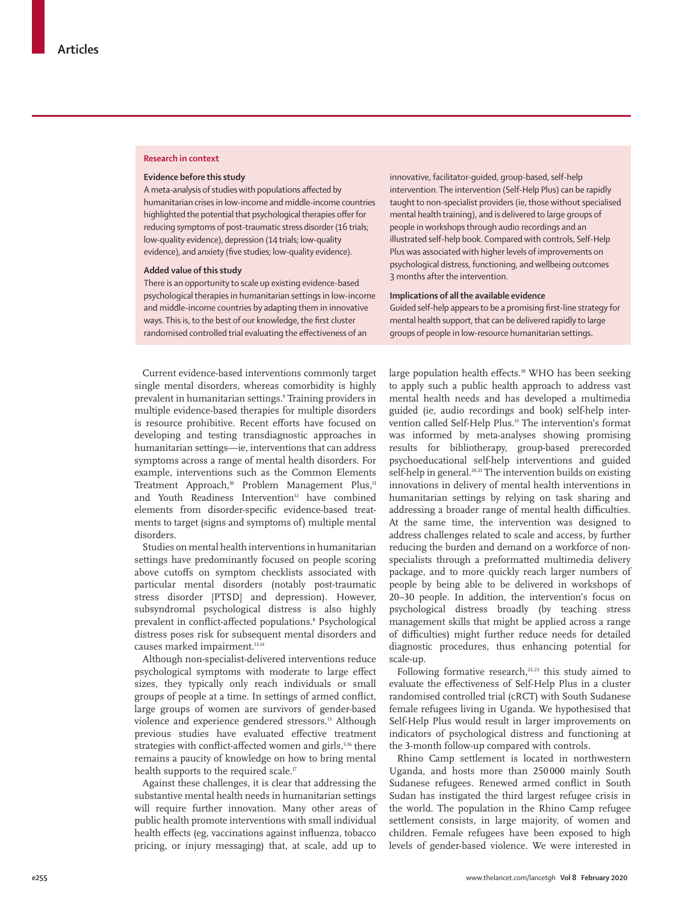## Research in context

### Evidence before this study

A meta-analysis of studies with populations affected by humanitarian crises in low-income and middle-income countries highlighted the potential that psychological therapies offer for reducing symptoms of post-traumatic stress disorder (16 trials; low-quality evidence), depression (14 trials; low-quality evidence), and anxiety (five studies; low-quality evidence).

### Added value of this study

There is an opportunity to scale up existing evidence-based psychological therapies in humanitarian settings in low-income and middle-income countries by adapting them in innovative ways. This is, to the best of our knowledge, the first cluster randomised controlled trial evaluating the effectiveness of an innovative, facilitator-guided, group-based, self-help intervention. The intervention (Self-Help Plus) can be rapidly taught to non-specialist providers (ie, those without specialised mental health training), and is delivered to large groups of people in workshops through audio recordings and an illustrated self-help book. Compared with controls, Self-Help Plus was associated with higher levels of improvements on psychological distress, functioning, and wellbeing outcomes 3 months after the intervention.

### Implications of all the available evidence

Guided self-help appears to be a promising first-line strategy for mental health support, that can be delivered rapidly to large groups of people in low-resource humanitarian settings.

Current evidence-based interventions commonly target single mental disorders, whereas comorbidity is highly prevalent in humanitarian settings.[9] Training providers in multiple evidence-based therapies for multiple disorders is resource prohibitive. Recent efforts have focused on developing and testing transdiagnostic approaches in humanitarian settings—ie, interventions that can address symptoms across a range of mental health disorders. For example, interventions such as the Common Elements Treatment Approach,[10] Problem Management Plus,[11] and Youth Readiness Intervention[12] have combined elements from disorder-specific evidence-based treatments to target (signs and symptoms of) multiple mental disorders.

Studies on mental health interventions in humanitarian settings have predominantly focused on people scoring above cutoffs on symptom checklists associated with particular mental disorders (notably post-traumatic stress disorder [PTSD] and depression). However, subsyndromal psychological distress is also highly prevalent in conflict-affected populations.[8] Psychological distress poses risk for subsequent mental disorders and causes marked impairment.[13,14]

Although non-specialist-delivered interventions reduce psychological symptoms with moderate to large effect sizes, they typically only reach individuals or small groups of people at a time. In settings of armed conflict, large groups of women are survivors of gender-based violence and experience gendered stressors.[15] Although previous studies have evaluated effective treatment strategies with conflict-affected women and girls,[5,16] there remains a paucity of knowledge on how to bring mental health supports to the required scale.[17]

Against these challenges, it is clear that addressing the substantive mental health needs in humanitarian settings will require further innovation. Many other areas of public health promote interventions with small individual health effects (eg, vaccinations against influenza, tobacco pricing, or injury messaging) that, at scale, add up to large population health effects.[18] WHO has been seeking to apply such a public health approach to address vast mental health needs and has developed a multimedia guided (ie, audio recordings and book) self-help intervention called Self-Help Plus.[19] The intervention's format was informed by meta-analyses showing promising results for bibliotherapy, group-based prerecorded psychoeducational self-help interventions and guided self-help in general.[20,21] The intervention builds on existing innovations in delivery of mental health interventions in humanitarian settings by relying on task sharing and addressing a broader range of mental health difficulties. At the same time, the intervention was designed to address challenges related to scale and access, by further reducing the burden and demand on a workforce of non-specialists through a preformatted multimedia delivery package, and to more quickly reach larger numbers of people by being able to be delivered in workshops of 20–30 people. In addition, the intervention's focus on psychological distress broadly (by teaching stress management skills that might be applied across a range of difficulties) might further reduce needs for detailed diagnostic procedures, thus enhancing potential for scale-up.

Following formative research,[22,23] this study aimed to evaluate the effectiveness of Self-Help Plus in a cluster randomised controlled trial (cRCT) with South Sudanese female refugees living in Uganda. We hypothesised that Self-Help Plus would result in larger improvements on indicators of psychological distress and functioning at the 3-month follow-up compared with controls.

Rhino Camp settlement is located in northwestern Uganda, and hosts more than 250 000 mainly South Sudanese refugees. Renewed armed conflict in South Sudan has instigated the third largest refugee crisis in the world. The population in the Rhino Camp refugee settlement consists, in large majority, of women and children. Female refugees have been exposed to high levels of gender-based violence. We were interested in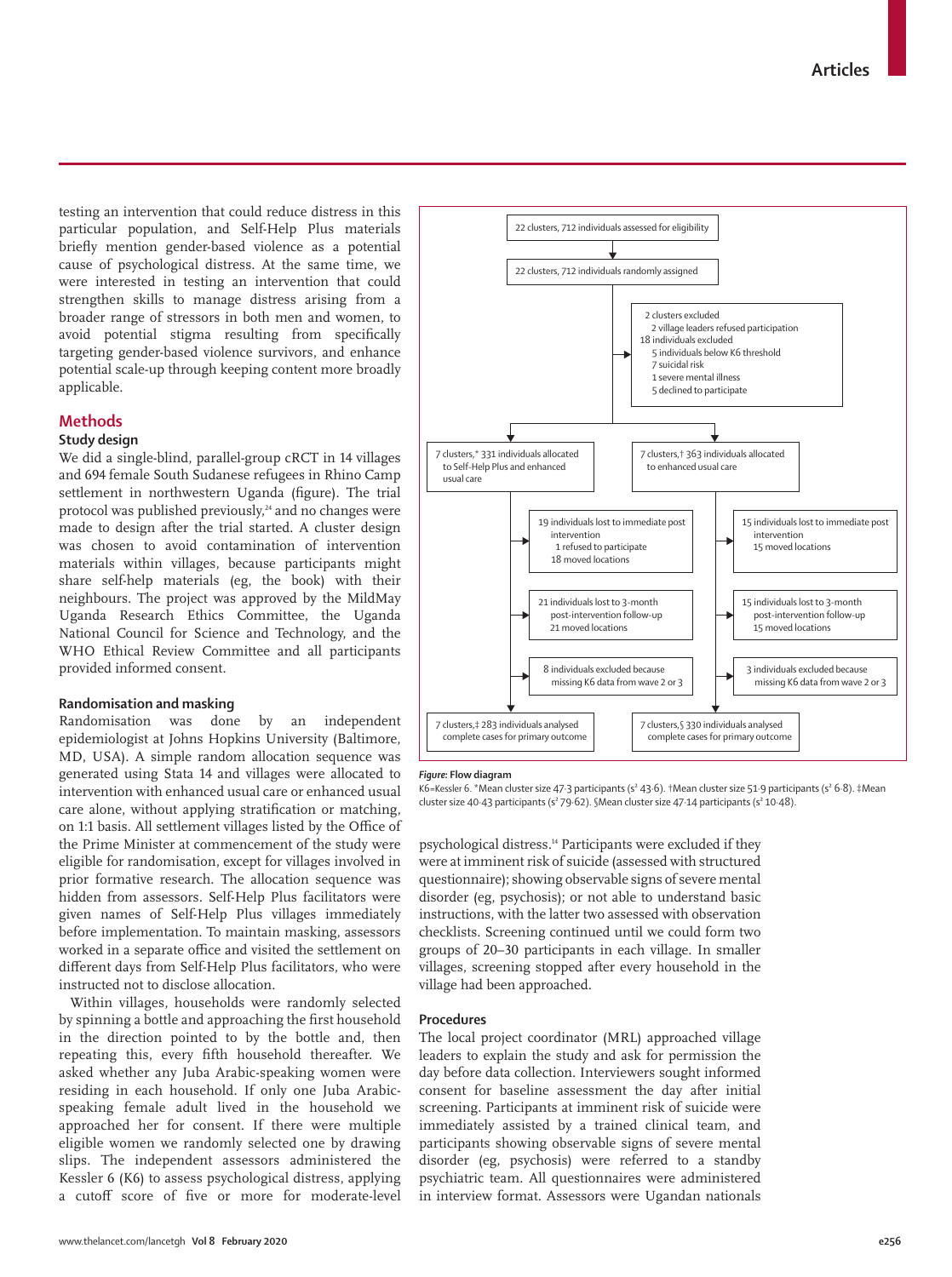testing an intervention that could reduce distress in this particular population, and Self-Help Plus materials briefly mention gender-based violence as a potential cause of psychological distress. At the same time, we were interested in testing an intervention that could strengthen skills to manage distress arising from a broader range of stressors in both men and women, to avoid potential stigma resulting from specifically targeting gender-based violence survivors, and enhance potential scale-up through keeping content more broadly applicable.

## Methods

### Study design

We did a single-blind, parallel-group cRCT in 14 villages and 694 female South Sudanese refugees in Rhino Camp settlement in northwestern Uganda (figure). The trial protocol was published previously,[24] and no changes were made to design after the trial started. A cluster design was chosen to avoid contamination of intervention materials within villages, because participants might share self-help materials (eg, the book) with their neighbours. The project was approved by the MildMay Uganda Research Ethics Committee, the Uganda National Council for Science and Technology, and the WHO Ethical Review Committee and all participants provided informed consent.

### Randomisation and masking

Randomisation was done by an independent epidemiologist at Johns Hopkins University (Baltimore, MD, USA). A simple random allocation sequence was generated using Stata 14 and villages were allocated to intervention with enhanced usual care or enhanced usual care alone, without applying stratification or matching, on 1:1 basis. All settlement villages listed by the Office of the Prime Minister at commencement of the study were eligible for randomisation, except for villages involved in prior formative research. The allocation sequence was hidden from assessors. Self-Help Plus facilitators were given names of Self-Help Plus villages immediately before implementation. To maintain masking, assessors worked in a separate office and visited the settlement on different days from Self-Help Plus facilitators, who were instructed not to disclose allocation.

Within villages, households were randomly selected by spinning a bottle and approaching the first household in the direction pointed to by the bottle and, then repeating this, every fifth household thereafter. We asked whether any Juba Arabic-speaking women were residing in each household. If only one Juba Arabic-speaking female adult lived in the household we approached her for consent. If there were multiple eligible women we randomly selected one by drawing slips. The independent assessors administered the Kessler 6 (K6) to assess psychological distress, applying a cutoff score of five or more for moderate-level psychological distress.[14] Participants were excluded if they were at imminent risk of suicide (assessed with structured questionnaire); showing observable signs of severe mental disorder (eg, psychosis); or not able to understand basic instructions, with the latter two assessed with observation checklists. Screening continued until we could form two groups of 20–30 participants in each village. In smaller villages, screening stopped after every household in the village had been approached.

22 clusters, 712 individuals assessed for eligibility

22 clusters, 712 individuals randomly assigned

2 clusters excluded
- 2 village leaders refused participation

18 individuals excluded
- 5 individuals below K6 threshold
- 7 suicidal risk
- 1 severe mental illness
- 5 declined to participate

| Self-Help Plus and enhanced usual care | Enhanced usual care |
|---|---|
| 7 clusters,* 331 individuals allocated to Self-Help Plus and enhanced usual care | 7 clusters,† 363 individuals allocated to enhanced usual care |
| 19 individuals lost to immediate post intervention: 1 refused to participate; 18 moved locations | 15 individuals lost to immediate post intervention: 15 moved locations |
| 21 individuals lost to 3-month post-intervention follow-up: 21 moved locations | 15 individuals lost to 3-month post-intervention follow-up: 15 moved locations |
| 8 individuals excluded because missing K6 data from wave 2 or 3 | 3 individuals excluded because missing K6 data from wave 2 or 3 |
| 7 clusters,‡ 283 individuals analysed complete cases for primary outcome | 7 clusters,§ 330 individuals analysed complete cases for primary outcome |

*Figure:* **Flow diagram**

K6=Kessler 6. *Mean cluster size 47·3 participants ($s^2$ 43·6). †Mean cluster size 51·9 participants ($s^2$ 6·8). ‡Mean cluster size 40·43 participants ($s^2$ 79·62). §Mean cluster size 47·14 participants ($s^2$ 10·48).

### Procedures

The local project coordinator (MRL) approached village leaders to explain the study and ask for permission the day before data collection. Interviewers sought informed consent for baseline assessment the day after initial screening. Participants at imminent risk of suicide were immediately assisted by a trained clinical team, and participants showing observable signs of severe mental disorder (eg, psychosis) were referred to a standby psychiatric team. All questionnaires were administered in interview format. Assessors were Ugandan nationals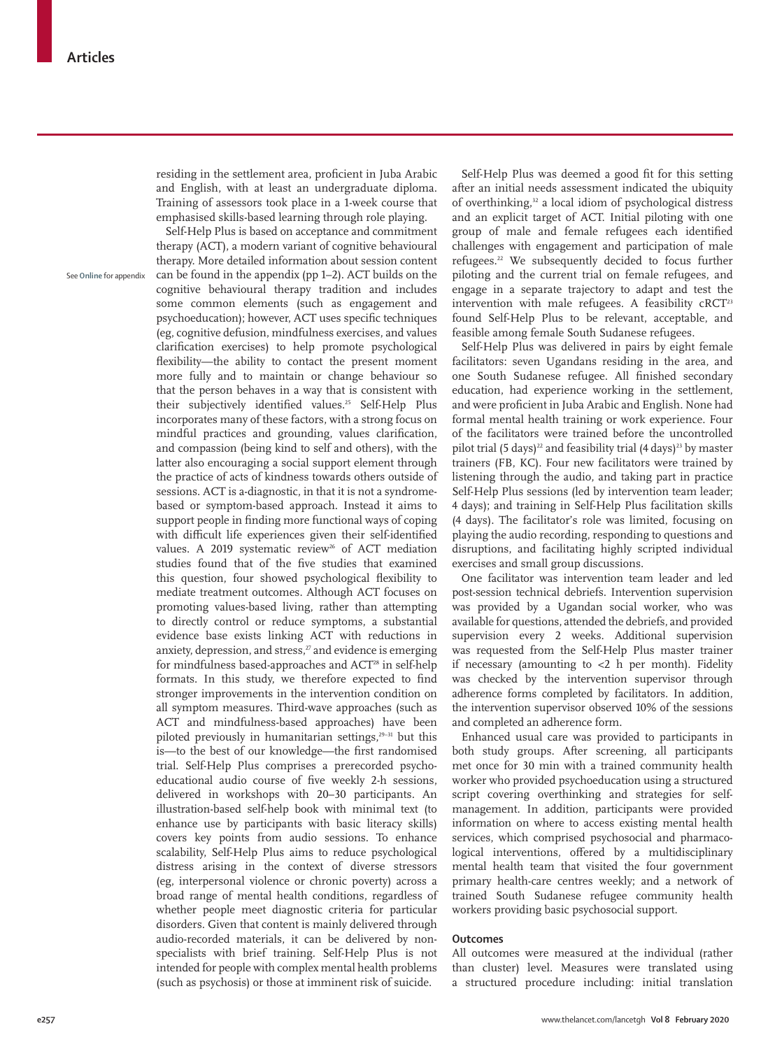residing in the settlement area, proficient in Juba Arabic and English, with at least an undergraduate diploma. Training of assessors took place in a 1-week course that emphasised skills-based learning through role playing.

See Online for appendix

Self-Help Plus is based on acceptance and commitment therapy (ACT), a modern variant of cognitive behavioural therapy. More detailed information about session content can be found in the appendix (pp 1–2). ACT builds on the cognitive behavioural therapy tradition and includes some common elements (such as engagement and psychoeducation); however, ACT uses specific techniques (eg, cognitive defusion, mindfulness exercises, and values clarification exercises) to help promote psychological flexibility—the ability to contact the present moment more fully and to maintain or change behaviour so that the person behaves in a way that is consistent with their subjectively identified values.[25] Self-Help Plus incorporates many of these factors, with a strong focus on mindful practices and grounding, values clarification, and compassion (being kind to self and others), with the latter also encouraging a social support element through the practice of acts of kindness towards others outside of sessions. ACT is a-diagnostic, in that it is not a syndrome-based or symptom-based approach. Instead it aims to support people in finding more functional ways of coping with difficult life experiences given their self-identified values. A 2019 systematic review[26] of ACT mediation studies found that of the five studies that examined this question, four showed psychological flexibility to mediate treatment outcomes. Although ACT focuses on promoting values-based living, rather than attempting to directly control or reduce symptoms, a substantial evidence base exists linking ACT with reductions in anxiety, depression, and stress,[27] and evidence is emerging for mindfulness based-approaches and ACT[28] in self-help formats. In this study, we therefore expected to find stronger improvements in the intervention condition on all symptom measures. Third-wave approaches (such as ACT and mindfulness-based approaches) have been piloted previously in humanitarian settings,[29–31] but this is—to the best of our knowledge—the first randomised trial. Self-Help Plus comprises a prerecorded psychoeducational audio course of five weekly 2-h sessions, delivered in workshops with 20–30 participants. An illustration-based self-help book with minimal text (to enhance use by participants with basic literacy skills) covers key points from audio sessions. To enhance scalability, Self-Help Plus aims to reduce psychological distress arising in the context of diverse stressors (eg, interpersonal violence or chronic poverty) across a broad range of mental health conditions, regardless of whether people meet diagnostic criteria for particular disorders. Given that content is mainly delivered through audio-recorded materials, it can be delivered by non-specialists with brief training. Self-Help Plus is not intended for people with complex mental health problems (such as psychosis) or those at imminent risk of suicide.

Self-Help Plus was deemed a good fit for this setting after an initial needs assessment indicated the ubiquity of overthinking,[32] a local idiom of psychological distress and an explicit target of ACT. Initial piloting with one group of male and female refugees each identified challenges with engagement and participation of male refugees.[22] We subsequently decided to focus further piloting and the current trial on female refugees, and engage in a separate trajectory to adapt and test the intervention with male refugees. A feasibility cRCT[23] found Self-Help Plus to be relevant, acceptable, and feasible among female South Sudanese refugees.

Self-Help Plus was delivered in pairs by eight female facilitators: seven Ugandans residing in the area, and one South Sudanese refugee. All finished secondary education, had experience working in the settlement, and were proficient in Juba Arabic and English. None had formal mental health training or work experience. Four of the facilitators were trained before the uncontrolled pilot trial (5 days)[22] and feasibility trial (4 days)[23] by master trainers (FB, KC). Four new facilitators were trained by listening through the audio, and taking part in practice Self-Help Plus sessions (led by intervention team leader; 4 days); and training in Self-Help Plus facilitation skills (4 days). The facilitator's role was limited, focusing on playing the audio recording, responding to questions and disruptions, and facilitating highly scripted individual exercises and small group discussions.

One facilitator was intervention team leader and led post-session technical debriefs. Intervention supervision was provided by a Ugandan social worker, who was available for questions, attended the debriefs, and provided supervision every 2 weeks. Additional supervision was requested from the Self-Help Plus master trainer if necessary (amounting to <2 h per month). Fidelity was checked by the intervention supervisor through adherence forms completed by facilitators. In addition, the intervention supervisor observed 10% of the sessions and completed an adherence form.

Enhanced usual care was provided to participants in both study groups. After screening, all participants met once for 30 min with a trained community health worker who provided psychoeducation using a structured script covering overthinking and strategies for self-management. In addition, participants were provided information on where to access existing mental health services, which comprised psychosocial and pharmacological interventions, offered by a multidisciplinary mental health team that visited the four government primary health-care centres weekly; and a network of trained South Sudanese refugee community health workers providing basic psychosocial support.

### Outcomes

All outcomes were measured at the individual (rather than cluster) level. Measures were translated using a structured procedure including: initial translation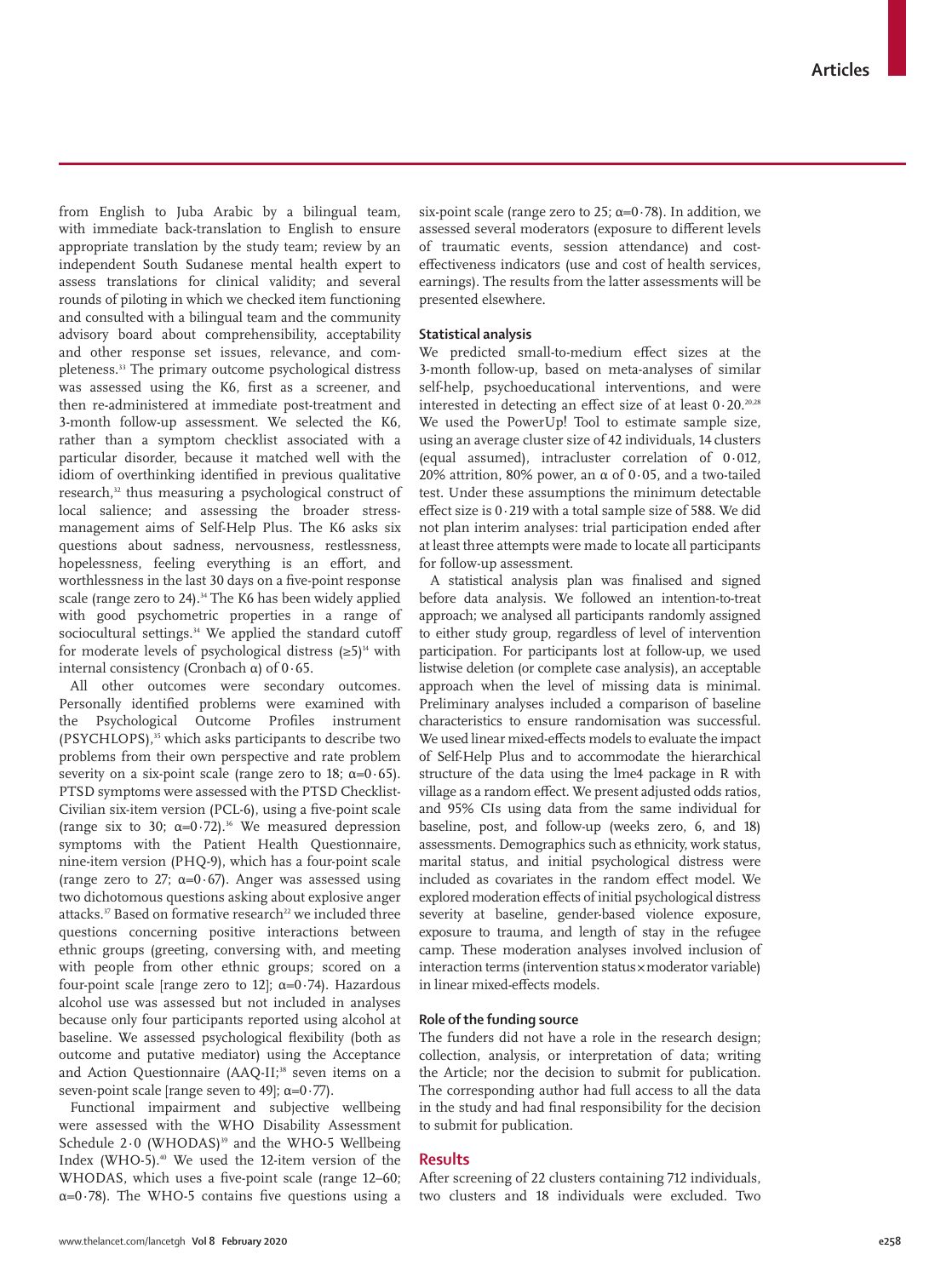from English to Juba Arabic by a bilingual team, with immediate back-translation to English to ensure appropriate translation by the study team; review by an independent South Sudanese mental health expert to assess translations for clinical validity; and several rounds of piloting in which we checked item functioning and consulted with a bilingual team and the community advisory board about comprehensibility, acceptability and other response set issues, relevance, and completeness.[33] The primary outcome psychological distress was assessed using the K6, first as a screener, and then re-administered at immediate post-treatment and 3-month follow-up assessment. We selected the K6, rather than a symptom checklist associated with a particular disorder, because it matched well with the idiom of overthinking identified in previous qualitative research,[32] thus measuring a psychological construct of local salience; and assessing the broader stress-management aims of Self-Help Plus. The K6 asks six questions about sadness, nervousness, restlessness, hopelessness, feeling everything is an effort, and worthlessness in the last 30 days on a five-point response scale (range zero to 24).[34] The K6 has been widely applied with good psychometric properties in a range of sociocultural settings.[34] We applied the standard cutoff for moderate levels of psychological distress (≥5)[34] with internal consistency (Cronbach α) of 0·65.

All other outcomes were secondary outcomes. Personally identified problems were examined with the Psychological Outcome Profiles instrument (PSYCHLOPS),[35] which asks participants to describe two problems from their own perspective and rate problem severity on a six-point scale (range zero to 18; α=0·65). PTSD symptoms were assessed with the PTSD Checklist-Civilian six-item version (PCL-6), using a five-point scale (range six to 30; α=0·72).[36] We measured depression symptoms with the Patient Health Questionnaire, nine-item version (PHQ-9), which has a four-point scale (range zero to 27; α=0·67). Anger was assessed using two dichotomous questions asking about explosive anger attacks.[37] Based on formative research[22] we included three questions concerning positive interactions between ethnic groups (greeting, conversing with, and meeting with people from other ethnic groups; scored on a four-point scale [range zero to 12]; α=0·74). Hazardous alcohol use was assessed but not included in analyses because only four participants reported using alcohol at baseline. We assessed psychological flexibility (both as outcome and putative mediator) using the Acceptance and Action Questionnaire (AAQ-II;[38] seven items on a seven-point scale [range seven to 49]; α=0·77).

Functional impairment and subjective wellbeing were assessed with the WHO Disability Assessment Schedule 2·0 (WHODAS)[39] and the WHO-5 Wellbeing Index (WHO-5).[40] We used the 12-item version of the WHODAS, which uses a five-point scale (range 12–60; α=0·78). The WHO-5 contains five questions using a six-point scale (range zero to 25; α=0·78). In addition, we assessed several moderators (exposure to different levels of traumatic events, session attendance) and cost-effectiveness indicators (use and cost of health services, earnings). The results from the latter assessments will be presented elsewhere.

### Statistical analysis

We predicted small-to-medium effect sizes at the 3-month follow-up, based on meta-analyses of similar self-help, psychoeducational interventions, and were interested in detecting an effect size of at least 0·20.[20,28] We used the PowerUp! Tool to estimate sample size, using an average cluster size of 42 individuals, 14 clusters (equal assumed), intracluster correlation of 0·012, 20% attrition, 80% power, an α of 0·05, and a two-tailed test. Under these assumptions the minimum detectable effect size is 0·219 with a total sample size of 588. We did not plan interim analyses: trial participation ended after at least three attempts were made to locate all participants for follow-up assessment.

A statistical analysis plan was finalised and signed before data analysis. We followed an intention-to-treat approach; we analysed all participants randomly assigned to either study group, regardless of level of intervention participation. For participants lost at follow-up, we used listwise deletion (or complete case analysis), an acceptable approach when the level of missing data is minimal. Preliminary analyses included a comparison of baseline characteristics to ensure randomisation was successful. We used linear mixed-effects models to evaluate the impact of Self-Help Plus and to accommodate the hierarchical structure of the data using the lme4 package in R with village as a random effect. We present adjusted odds ratios, and 95% CIs using data from the same individual for baseline, post, and follow-up (weeks zero, 6, and 18) assessments. Demographics such as ethnicity, work status, marital status, and initial psychological distress were included as covariates in the random effect model. We explored moderation effects of initial psychological distress severity at baseline, gender-based violence exposure, exposure to trauma, and length of stay in the refugee camp. These moderation analyses involved inclusion of interaction terms (intervention status×moderator variable) in linear mixed-effects models.

### Role of the funding source

The funders did not have a role in the research design; collection, analysis, or interpretation of data; writing the Article; nor the decision to submit for publication. The corresponding author had full access to all the data in the study and had final responsibility for the decision to submit for publication.

## Results

After screening of 22 clusters containing 712 individuals, two clusters and 18 individuals were excluded. Two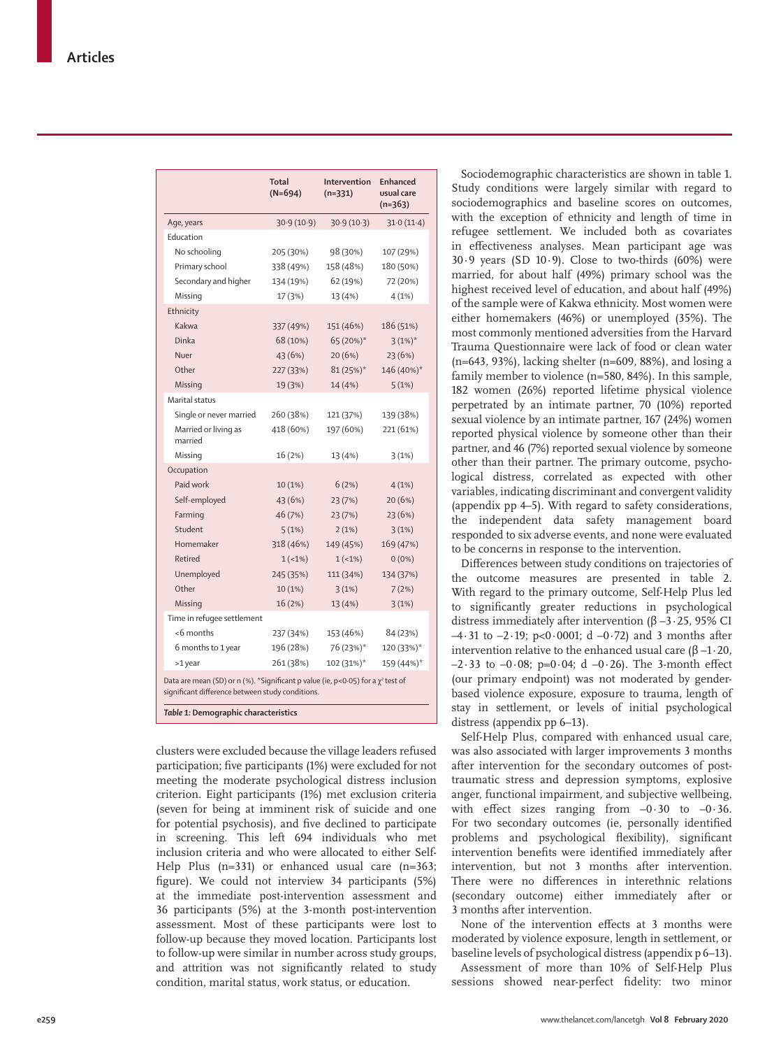| | Total (N=694) | Intervention (n=331) | Enhanced usual care (n=363) |
|---|---|---|---|
| Age, years | 30·9 (10·9) | 30·9 (10·3) | 31·0 (11·4) |
| Education | | | |
| No schooling | 205 (30%) | 98 (30%) | 107 (29%) |
| Primary school | 338 (49%) | 158 (48%) | 180 (50%) |
| Secondary and higher | 134 (19%) | 62 (19%) | 72 (20%) |
| Missing | 17 (3%) | 13 (4%) | 4 (1%) |
| Ethnicity | | | |
| Kakwa | 337 (49%) | 151 (46%) | 186 (51%) |
| Dinka | 68 (10%) | 65 (20%)* | 3 (1%)* |
| Nuer | 43 (6%) | 20 (6%) | 23 (6%) |
| Other | 227 (33%) | 81 (25%)* | 146 (40%)* |
| Missing | 19 (3%) | 14 (4%) | 5 (1%) |
| Marital status | | | |
| Single or never married | 260 (38%) | 121 (37%) | 139 (38%) |
| Married or living as married | 418 (60%) | 197 (60%) | 221 (61%) |
| Missing | 16 (2%) | 13 (4%) | 3 (1%) |
| Occupation | | | |
| Paid work | 10 (1%) | 6 (2%) | 4 (1%) |
| Self-employed | 43 (6%) | 23 (7%) | 20 (6%) |
| Farming | 46 (7%) | 23 (7%) | 23 (6%) |
| Student | 5 (1%) | 2 (1%) | 3 (1%) |
| Homemaker | 318 (46%) | 149 (45%) | 169 (47%) |
| Retired | 1 (<1%) | 1 (<1%) | 0 (0%) |
| Unemployed | 245 (35%) | 111 (34%) | 134 (37%) |
| Other | 10 (1%) | 3 (1%) | 7 (2%) |
| Missing | 16 (2%) | 13 (4%) | 3 (1%) |
| Time in refugee settlement | | | |
| <6 months | 237 (34%) | 153 (46%) | 84 (23%) |
| 6 months to 1 year | 196 (28%) | 76 (23%)* | 120 (33%)* |
| >1 year | 261 (38%) | 102 (31%)* | 159 (44%)* |

Data are mean (SD) or n (%). *Significant p value (ie, p<0·05) for a $\chi^2$ test of significant difference between study conditions.

**Table 1:** Demographic characteristics

clusters were excluded because the village leaders refused participation; five participants (1%) were excluded for not meeting the moderate psychological distress inclusion criterion. Eight participants (1%) met exclusion criteria (seven for being at imminent risk of suicide and one for potential psychosis), and five declined to participate in screening. This left 694 individuals who met inclusion criteria and who were allocated to either Self-Help Plus (n=331) or enhanced usual care (n=363; figure). We could not interview 34 participants (5%) at the immediate post-intervention assessment and 36 participants (5%) at the 3-month post-intervention assessment. Most of these participants were lost to follow-up because they moved location. Participants lost to follow-up were similar in number across study groups, and attrition was not significantly related to study condition, marital status, work status, or education.

Sociodemographic characteristics are shown in table 1. Study conditions were largely similar with regard to sociodemographics and baseline scores on outcomes, with the exception of ethnicity and length of time in refugee settlement. We included both as covariates in effectiveness analyses. Mean participant age was 30·9 years (SD 10·9). Close to two-thirds (60%) were married, for about half (49%) primary school was the highest received level of education, and about half (49%) of the sample were of Kakwa ethnicity. Most women were either homemakers (46%) or unemployed (35%). The most commonly mentioned adversities from the Harvard Trauma Questionnaire were lack of food or clean water (n=643, 93%), lacking shelter (n=609, 88%), and losing a family member to violence (n=580, 84%). In this sample, 182 women (26%) reported lifetime physical violence perpetrated by an intimate partner, 70 (10%) reported sexual violence by an intimate partner, 167 (24%) women reported physical violence by someone other than their partner, and 46 (7%) reported sexual violence by someone other than their partner. The primary outcome, psychological distress, correlated as expected with other variables, indicating discriminant and convergent validity (appendix pp 4–5). With regard to safety considerations, the independent data safety management board responded to six adverse events, and none were evaluated to be concerns in response to the intervention.

Differences between study conditions on trajectories of the outcome measures are presented in table 2. With regard to the primary outcome, Self-Help Plus led to significantly greater reductions in psychological distress immediately after intervention (β –3·25, 95% CI –4·31 to –2·19; p<0·0001; d –0·72) and 3 months after intervention relative to the enhanced usual care (β –1·20, –2·33 to –0·08; p=0·04; d –0·26). The 3-month effect (our primary endpoint) was not moderated by gender-based violence exposure, exposure to trauma, length of stay in settlement, or levels of initial psychological distress (appendix pp 6–13).

Self-Help Plus, compared with enhanced usual care, was also associated with larger improvements 3 months after intervention for the secondary outcomes of post-traumatic stress and depression symptoms, explosive anger, functional impairment, and subjective wellbeing, with effect sizes ranging from –0·30 to –0·36. For two secondary outcomes (ie, personally identified problems and psychological flexibility), significant intervention benefits were identified immediately after intervention, but not 3 months after intervention. There were no differences in interethnic relations (secondary outcome) either immediately after or 3 months after intervention.

None of the intervention effects at 3 months were moderated by violence exposure, length in settlement, or baseline levels of psychological distress (appendix p 6–13).

Assessment of more than 10% of Self-Help Plus sessions showed near-perfect fidelity: two minor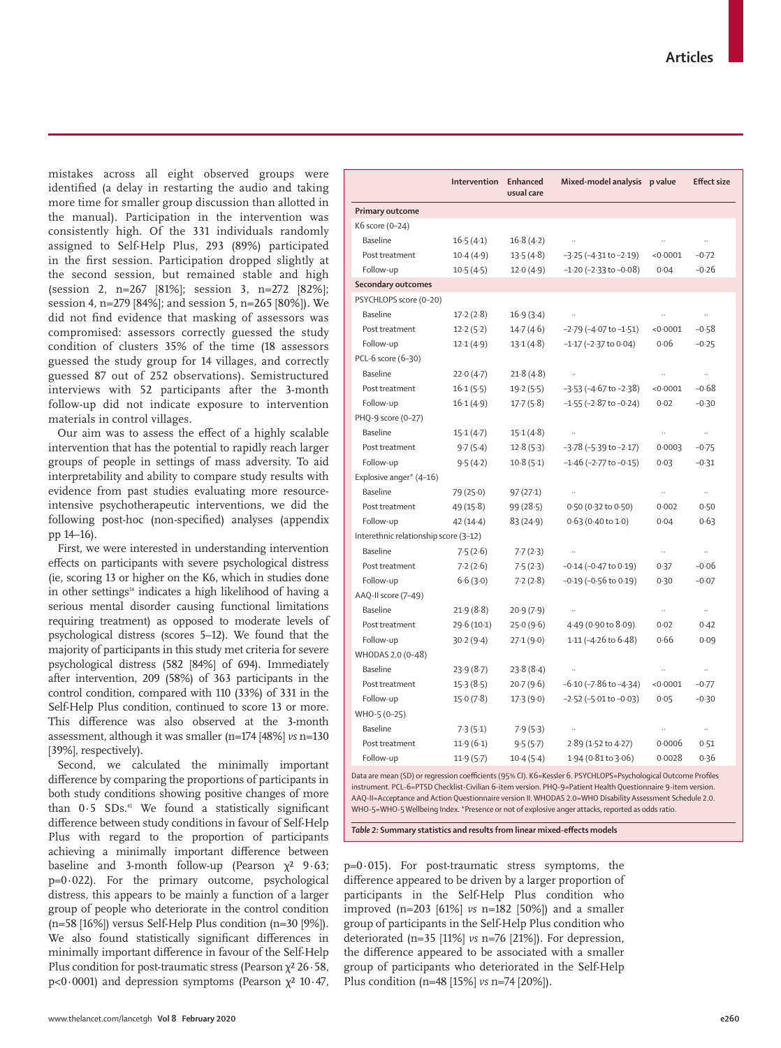mistakes across all eight observed groups were identified (a delay in restarting the audio and taking more time for smaller group discussion than allotted in the manual). Participation in the intervention was consistently high. Of the 331 individuals randomly assigned to Self-Help Plus, 293 (89%) participated in the first session. Participation dropped slightly at the second session, but remained stable and high (session 2, n=267 [81%]; session 3, n=272 [82%]; session 4, n=279 [84%]; and session 5, n=265 [80%]). We did not find evidence that masking of assessors was compromised: assessors correctly guessed the study condition of clusters 35% of the time (18 assessors guessed the study group for 14 villages, and correctly guessed 87 out of 252 observations). Semistructured interviews with 52 participants after the 3-month follow-up did not indicate exposure to intervention materials in control villages.

Our aim was to assess the effect of a highly scalable intervention that has the potential to rapidly reach larger groups of people in settings of mass adversity. To aid interpretability and ability to compare study results with evidence from past studies evaluating more resource-intensive psychotherapeutic interventions, we did the following post-hoc (non-specified) analyses (appendix pp 14–16).

First, we were interested in understanding intervention effects on participants with severe psychological distress (ie, scoring 13 or higher on the K6, which in studies done in other settings[14] indicates a high likelihood of having a serious mental disorder causing functional limitations requiring treatment) as opposed to moderate levels of psychological distress (scores 5–12). We found that the majority of participants in this study met criteria for severe psychological distress (582 [84%] of 694). Immediately after intervention, 209 (58%) of 363 participants in the control condition, compared with 110 (33%) of 331 in the Self-Help Plus condition, continued to score 13 or more. This difference was also observed at the 3-month assessment, although it was smaller (n=174 [48%] *vs* n=130 [39%], respectively).

Second, we calculated the minimally important difference by comparing the proportions of participants in both study conditions showing positive changes of more than 0·5 SDs.[41] We found a statistically significant difference between study conditions in favour of Self-Help Plus with regard to the proportion of participants achieving a minimally important difference between baseline and 3-month follow-up (Pearson $\chi^2$ 9·63; p=0·022). For the primary outcome, psychological distress, this appears to be mainly a function of a larger group of people who deteriorate in the control condition (n=58 [16%]) versus Self-Help Plus condition (n=30 [9%]). We also found statistically significant differences in minimally important difference in favour of the Self-Help Plus condition for post-traumatic stress (Pearson $\chi^2$ 26·58, p<0·0001) and depression symptoms (Pearson $\chi^2$ 10·47, p=0·015). For post-traumatic stress symptoms, the difference appeared to be driven by a larger proportion of participants in the Self-Help Plus condition who improved (n=203 [61%] *vs* n=182 [50%]) and a smaller group of participants in the Self-Help Plus condition who deteriorated (n=35 [11%] *vs* n=76 [21%]). For depression, the difference appeared to be associated with a smaller group of participants who deteriorated in the Self-Help Plus condition (n=48 [15%] *vs* n=74 [20%]).

| | Intervention | Enhanced usual care | Mixed-model analysis | p value | Effect size |
|---|---|---|---|---|---|
| **Primary outcome** | | | | | |
| K6 score (0–24) | | | | | |
| Baseline | 16·5 (4·1) | 16·8 (4·2) | .. | .. | .. |
| Post treatment | 10·4 (4·9) | 13·5 (4·8) | –3·25 (–4·31 to –2·19) | <0·0001 | –0·72 |
| Follow-up | 10·5 (4·5) | 12·0 (4·9) | –1·20 (–2·33 to –0·08) | 0·04 | –0·26 |
| **Secondary outcomes** | | | | | |
| PSYCHLOPS score (0–20) | | | | | |
| Baseline | 17·2 (2·8) | 16·9 (3·4) | .. | .. | .. |
| Post treatment | 12·2 (5·2) | 14·7 (4·6) | –2·79 (–4·07 to –1·51) | <0·0001 | –0·58 |
| Follow-up | 12·1 (4·9) | 13·1 (4·8) | –1·17 (–2·37 to 0·04) | 0·06 | –0·25 |
| PCL-6 score (6–30) | | | | | |
| Baseline | 22·0 (4·7) | 21·8 (4·8) | .. | .. | .. |
| Post treatment | 16·1 (5·5) | 19·2 (5·5) | –3·53 (–4·67 to –2·38) | <0·0001 | –0·68 |
| Follow-up | 16·1 (4·9) | 17·7 (5·8) | –1·55 (–2·87 to –0·24) | 0·02 | –0·30 |
| PHQ-9 score (0–27) | | | | | |
| Baseline | 15·1 (4·7) | 15·1 (4·8) | .. | .. | .. |
| Post treatment | 9·7 (5·4) | 12·8 (5·3) | –3·78 (–5·39 to –2·17) | 0·0003 | –0·75 |
| Follow-up | 9·5 (4·2) | 10·8 (5·1) | –1·46 (–2·77 to –0·15) | 0·03 | –0·31 |
| Explosive anger* (4–16) | | | | | |
| Baseline | 79 (25·0) | 97 (27·1) | .. | .. | .. |
| Post treatment | 49 (15·8) | 99 (28·5) | 0·50 (0·32 to 0·50) | 0·002 | 0·50 |
| Follow-up | 42 (14·4) | 83 (24·9) | 0·63 (0·40 to 1·0) | 0·04 | 0·63 |
| Interethnic relationship score (3–12) | | | | | |
| Baseline | 7·5 (2·6) | 7·7 (2·3) | .. | .. | .. |
| Post treatment | 7·2 (2·6) | 7·5 (2·3) | –0·14 (–0·47 to 0·19) | 0·37 | –0·06 |
| Follow-up | 6·6 (3·0) | 7·2 (2·8) | –0·19 (–0·56 to 0·19) | 0·30 | –0·07 |
| AAQ-II score (7–49) | | | | | |
| Baseline | 21·9 (8·8) | 20·9 (7·9) | .. | .. | .. |
| Post treatment | 29·6 (10·1) | 25·0 (9·6) | 4·49 (0·90 to 8·09) | 0·02 | 0·42 |
| Follow-up | 30·2 (9·4) | 27·1 (9·0) | 1·11 (–4·26 to 6·48) | 0·66 | 0·09 |
| WHODAS 2.0 (0–48) | | | | | |
| Baseline | 23·9 (8·7) | 23·8 (8·4) | .. | .. | .. |
| Post treatment | 15·3 (8·5) | 20·7 (9·6) | –6·10 (–7·86 to –4·34) | <0·0001 | –0·77 |
| Follow-up | 15·0 (7·8) | 17·3 (9·0) | –2·52 (–5·01 to –0·03) | 0·05 | –0·30 |
| WHO-5 (0–25) | | | | | |
| Baseline | 7·3 (5·1) | 7·9 (5·3) | .. | .. | .. |
| Post treatment | 11·9 (6·1) | 9·5 (5·7) | 2·89 (1·52 to 4·27) | 0·0006 | 0·51 |
| Follow-up | 11·9 (5·7) | 10·4 (5·4) | 1·94 (0·81 to 3·06) | 0·0028 | 0·36 |

Data are mean (SD) or regression coefficients (95% CI). K6=Kessler 6. PSYCHLOPS=Psychological Outcome Profiles instrument. PCL-6=PTSD Checklist-Civilian 6-item version. PHQ-9=Patient Health Questionnaire 9-item version. AAQ-II=Acceptance and Action Questionnaire version II. WHODAS 2.0=WHO Disability Assessment Schedule 2.0. WHO-5=WHO-5 Wellbeing Index. *Presence or not of explosive anger attacks, reported as odds ratio.

***Table 2:* Summary statistics and results from linear mixed-effects models**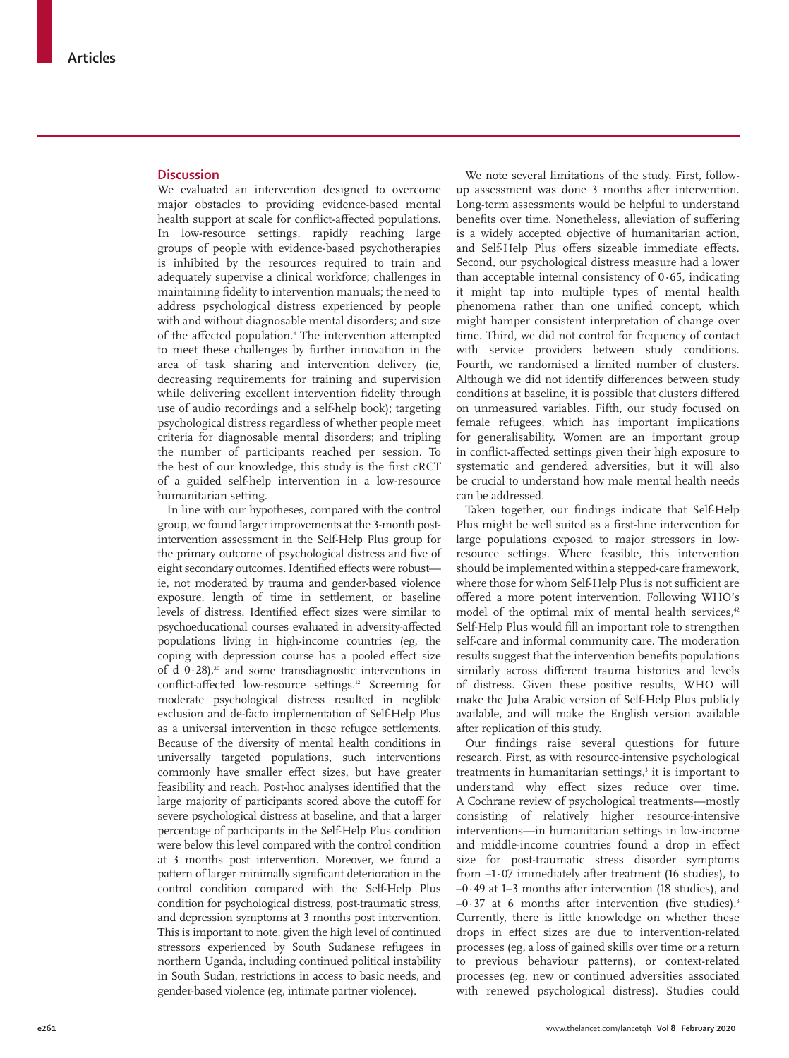## Discussion

We evaluated an intervention designed to overcome major obstacles to providing evidence-based mental health support at scale for conflict-affected populations. In low-resource settings, rapidly reaching large groups of people with evidence-based psychotherapies is inhibited by the resources required to train and adequately supervise a clinical workforce; challenges in maintaining fidelity to intervention manuals; the need to address psychological distress experienced by people with and without diagnosable mental disorders; and size of the affected population.[4] The intervention attempted to meet these challenges by further innovation in the area of task sharing and intervention delivery (ie, decreasing requirements for training and supervision while delivering excellent intervention fidelity through use of audio recordings and a self-help book); targeting psychological distress regardless of whether people meet criteria for diagnosable mental disorders; and tripling the number of participants reached per session. To the best of our knowledge, this study is the first cRCT of a guided self-help intervention in a low-resource humanitarian setting.

In line with our hypotheses, compared with the control group, we found larger improvements at the 3-month post-intervention assessment in the Self-Help Plus group for the primary outcome of psychological distress and five of eight secondary outcomes. Identified effects were robust—ie, not moderated by trauma and gender-based violence exposure, length of time in settlement, or baseline levels of distress. Identified effect sizes were similar to psychoeducational courses evaluated in adversity-affected populations living in high-income countries (eg, the coping with depression course has a pooled effect size of d 0·28),[20] and some transdiagnostic interventions in conflict-affected low-resource settings.[12] Screening for moderate psychological distress resulted in neglible exclusion and de-facto implementation of Self-Help Plus as a universal intervention in these refugee settlements. Because of the diversity of mental health conditions in universally targeted populations, such interventions commonly have smaller effect sizes, but have greater feasibility and reach. Post-hoc analyses identified that the large majority of participants scored above the cutoff for severe psychological distress at baseline, and that a larger percentage of participants in the Self-Help Plus condition were below this level compared with the control condition at 3 months post intervention. Moreover, we found a pattern of larger minimally significant deterioration in the control condition compared with the Self-Help Plus condition for psychological distress, post-traumatic stress, and depression symptoms at 3 months post intervention. This is important to note, given the high level of continued stressors experienced by South Sudanese refugees in northern Uganda, including continued political instability in South Sudan, restrictions in access to basic needs, and gender-based violence (eg, intimate partner violence).

We note several limitations of the study. First, follow-up assessment was done 3 months after intervention. Long-term assessments would be helpful to understand benefits over time. Nonetheless, alleviation of suffering is a widely accepted objective of humanitarian action, and Self-Help Plus offers sizeable immediate effects. Second, our psychological distress measure had a lower than acceptable internal consistency of 0·65, indicating it might tap into multiple types of mental health phenomena rather than one unified concept, which might hamper consistent interpretation of change over time. Third, we did not control for frequency of contact with service providers between study conditions. Fourth, we randomised a limited number of clusters. Although we did not identify differences between study conditions at baseline, it is possible that clusters differed on unmeasured variables. Fifth, our study focused on female refugees, which has important implications for generalisability. Women are an important group in conflict-affected settings given their high exposure to systematic and gendered adversities, but it will also be crucial to understand how male mental health needs can be addressed.

Taken together, our findings indicate that Self-Help Plus might be well suited as a first-line intervention for large populations exposed to major stressors in low-resource settings. Where feasible, this intervention should be implemented within a stepped-care framework, where those for whom Self-Help Plus is not sufficient are offered a more potent intervention. Following WHO's model of the optimal mix of mental health services,[42] Self-Help Plus would fill an important role to strengthen self-care and informal community care. The moderation results suggest that the intervention benefits populations similarly across different trauma histories and levels of distress. Given these positive results, WHO will make the Juba Arabic version of Self-Help Plus publicly available, and will make the English version available after replication of this study.

Our findings raise several questions for future research. First, as with resource-intensive psychological treatments in humanitarian settings,[3] it is important to understand why effect sizes reduce over time. A Cochrane review of psychological treatments—mostly consisting of relatively higher resource-intensive interventions—in humanitarian settings in low-income and middle-income countries found a drop in effect size for post-traumatic stress disorder symptoms from –1·07 immediately after treatment (16 studies), to –0·49 at 1–3 months after intervention (18 studies), and –0·37 at 6 months after intervention (five studies).[3] Currently, there is little knowledge on whether these drops in effect sizes are due to intervention-related processes (eg, a loss of gained skills over time or a return to previous behaviour patterns), or context-related processes (eg, new or continued adversities associated with renewed psychological distress). Studies could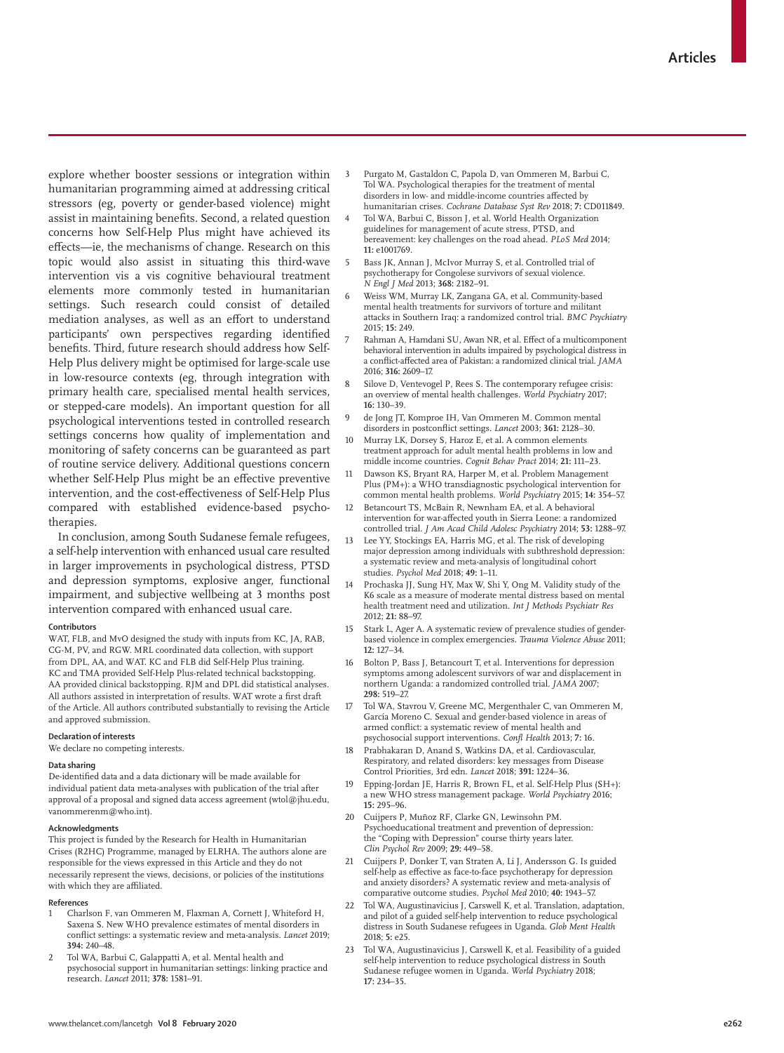explore whether booster sessions or integration within humanitarian programming aimed at addressing critical stressors (eg, poverty or gender-based violence) might assist in maintaining benefits. Second, a related question concerns how Self-Help Plus might have achieved its effects—ie, the mechanisms of change. Research on this topic would also assist in situating this third-wave intervention vis a vis cognitive behavioural treatment elements more commonly tested in humanitarian settings. Such research could consist of detailed mediation analyses, as well as an effort to understand participants' own perspectives regarding identified benefits. Third, future research should address how Self-Help Plus delivery might be optimised for large-scale use in low-resource contexts (eg, through integration with primary health care, specialised mental health services, or stepped-care models). An important question for all psychological interventions tested in controlled research settings concerns how quality of implementation and monitoring of safety concerns can be guaranteed as part of routine service delivery. Additional questions concern whether Self-Help Plus might be an effective preventive intervention, and the cost-effectiveness of Self-Help Plus compared with established evidence-based psychotherapies.

In conclusion, among South Sudanese female refugees, a self-help intervention with enhanced usual care resulted in larger improvements in psychological distress, PTSD and depression symptoms, explosive anger, functional impairment, and subjective wellbeing at 3 months post intervention compared with enhanced usual care.

#### Contributors

WAT, FLB, and MvO designed the study with inputs from KC, JA, RAB, CG-M, PV, and RGW. MRL coordinated data collection, with support from DPL, AA, and WAT. KC and FLB did Self-Help Plus training. KC and TMA provided Self-Help Plus-related technical backstopping. AA provided clinical backstopping. RJM and DPL did statistical analyses. All authors assisted in interpretation of results. WAT wrote a first draft of the Article. All authors contributed substantially to revising the Article and approved submission.

#### Declaration of interests

We declare no competing interests.

#### Data sharing

De-identified data and a data dictionary will be made available for individual patient data meta-analyses with publication of the trial after approval of a proposal and signed data access agreement (wtol@jhu.edu, vanommerenm@who.int).

#### Acknowledgments

This project is funded by the Research for Health in Humanitarian Crises (R2HC) Programme, managed by ELRHA. The authors alone are responsible for the views expressed in this Article and they do not necessarily represent the views, decisions, or policies of the institutions with which they are affiliated.

#### References

1. Charlson F, van Ommeren M, Flaxman A, Cornett J, Whiteford H, Saxena S. New WHO prevalence estimates of mental disorders in conflict settings: a systematic review and meta-analysis. *Lancet* 2019; **394:** 240–48.
2. Tol WA, Barbui C, Galappatti A, et al. Mental health and psychosocial support in humanitarian settings: linking practice and research. *Lancet* 2011; **378:** 1581–91.
3. Purgato M, Gastaldon C, Papola D, van Ommeren M, Barbui C, Tol WA. Psychological therapies for the treatment of mental disorders in low- and middle-income countries affected by humanitarian crises. *Cochrane Database Syst Rev* 2018; **7:** CD011849.
4. Tol WA, Barbui C, Bisson J, et al. World Health Organization guidelines for management of acute stress, PTSD, and bereavement: key challenges on the road ahead. *PLoS Med* 2014; **11:** e1001769.
5. Bass JK, Annan J, McIvor Murray S, et al. Controlled trial of psychotherapy for Congolese survivors of sexual violence. *N Engl J Med* 2013; **368:** 2182–91.
6. Weiss WM, Murray LK, Zangana GA, et al. Community-based mental health treatments for survivors of torture and militant attacks in Southern Iraq: a randomized control trial. *BMC Psychiatry* 2015; **15:** 249.
7. Rahman A, Hamdani SU, Awan NR, et al. Effect of a multicomponent behavioral intervention in adults impaired by psychological distress in a conflict-affected area of Pakistan: a randomized clinical trial. *JAMA* 2016; **316:** 2609–17.
8. Silove D, Ventevogel P, Rees S. The contemporary refugee crisis: an overview of mental health challenges. *World Psychiatry* 2017; **16:** 130–39.
9. de Jong JT, Komproe IH, Van Ommeren M. Common mental disorders in postconflict settings. *Lancet* 2003; **361:** 2128–30.
10. Murray LK, Dorsey S, Haroz E, et al. A common elements treatment approach for adult mental health problems in low and middle income countries. *Cognit Behav Pract* 2014; **21:** 111–23.
11. Dawson KS, Bryant RA, Harper M, et al. Problem Management Plus (PM+): a WHO transdiagnostic psychological intervention for common mental health problems. *World Psychiatry* 2015; **14:** 354–57.
12. Betancourt TS, McBain R, Newnham EA, et al. A behavioral intervention for war-affected youth in Sierra Leone: a randomized controlled trial. *J Am Acad Child Adolesc Psychiatry* 2014; **53:** 1288–97.
13. Lee YY, Stockings EA, Harris MG, et al. The risk of developing major depression among individuals with subthreshold depression: a systematic review and meta-analysis of longitudinal cohort studies. *Psychol Med* 2018; **49:** 1–11.
14. Prochaska JJ, Sung HY, Max W, Shi Y, Ong M. Validity study of the K6 scale as a measure of moderate mental distress based on mental health treatment need and utilization. *Int J Methods Psychiatr Res* 2012; **21:** 88–97.
15. Stark L, Ager A. A systematic review of prevalence studies of gender-based violence in complex emergencies. *Trauma Violence Abuse* 2011; **12:** 127–34.
16. Bolton P, Bass J, Betancourt T, et al. Interventions for depression symptoms among adolescent survivors of war and displacement in northern Uganda: a randomized controlled trial. *JAMA* 2007; **298:** 519–27.
17. Tol WA, Stavrou V, Greene MC, Mergenthaler C, van Ommeren M, García Moreno C. Sexual and gender-based violence in areas of armed conflict: a systematic review of mental health and psychosocial support interventions. *Confl Health* 2013; **7:** 16.
18. Prabhakaran D, Anand S, Watkins DA, et al. Cardiovascular, Respiratory, and related disorders: key messages from Disease Control Priorities, 3rd edn. *Lancet* 2018; **391:** 1224–36.
19. Epping-Jordan JE, Harris R, Brown FL, et al. Self-Help Plus (SH+): a new WHO stress management package. *World Psychiatry* 2016; **15:** 295–96.
20. Cuijpers P, Muñoz RF, Clarke GN, Lewinsohn PM. Psychoeducational treatment and prevention of depression: the "Coping with Depression" course thirty years later. *Clin Psychol Rev* 2009; **29:** 449–58.
21. Cuijpers P, Donker T, van Straten A, Li J, Andersson G. Is guided self-help as effective as face-to-face psychotherapy for depression and anxiety disorders? A systematic review and meta-analysis of comparative outcome studies. *Psychol Med* 2010; **40:** 1943–57.
22. Tol WA, Augustinavicius J, Carswell K, et al. Translation, adaptation, and pilot of a guided self-help intervention to reduce psychological distress in South Sudanese refugees in Uganda. *Glob Ment Health* 2018; **5:** e25.
23. Tol WA, Augustinavicius J, Carswell K, et al. Feasibility of a guided self-help intervention to reduce psychological distress in South Sudanese refugee women in Uganda. *World Psychiatry* 2018; **17:** 234–35.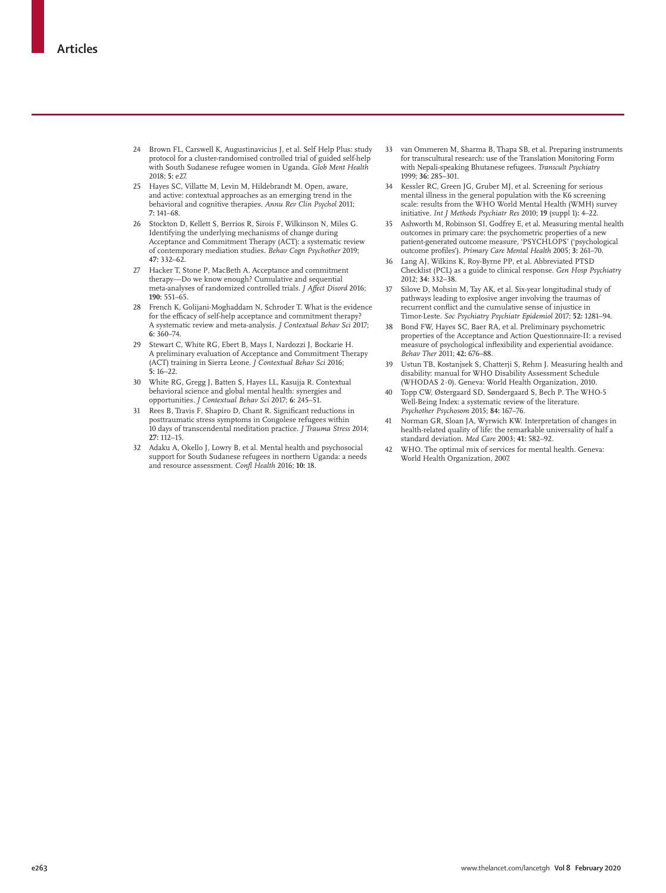24 Brown FL, Carswell K, Augustinavicius J, et al. Self Help Plus: study protocol for a cluster-randomised controlled trial of guided self-help with South Sudanese refugee women in Uganda. *Glob Ment Health* 2018; **5:** e27.

25 Hayes SC, Villatte M, Levin M, Hildebrandt M. Open, aware, and active: contextual approaches as an emerging trend in the behavioral and cognitive therapies. *Annu Rev Clin Psychol* 2011; **7:** 141–68.

26 Stockton D, Kellett S, Berrios R, Sirois F, Wilkinson N, Miles G. Identifying the underlying mechanisms of change during Acceptance and Commitment Therapy (ACT): a systematic review of contemporary mediation studies. *Behav Cogn Psychother* 2019; **47:** 332–62.

27 Hacker T, Stone P, MacBeth A. Acceptance and commitment therapy—Do we know enough? Cumulative and sequential meta-analyses of randomized controlled trials. *J Affect Disord* 2016; **190:** 551–65.

28 French K, Golijani-Moghaddam N, Schroder T. What is the evidence for the efficacy of self-help acceptance and commitment therapy? A systematic review and meta-analysis. *J Contextual Behav Sci* 2017; **6:** 360–74.

29 Stewart C, White RG, Ebert B, Mays I, Nardozzi J, Bockarie H. A preliminary evaluation of Acceptance and Commitment Therapy (ACT) training in Sierra Leone. *J Contextual Behav Sci* 2016; **5:** 16–22.

30 White RG, Gregg J, Batten S, Hayes LL, Kasujja R. Contextual behavioral science and global mental health: synergies and opportunities. *J Contextual Behav Sci* 2017; **6:** 245–51.

31 Rees B, Travis F, Shapiro D, Chant R. Significant reductions in posttraumatic stress symptoms in Congolese refugees within 10 days of transcendental meditation practice. *J Trauma Stress* 2014; **27:** 112–15.

32 Adaku A, Okello J, Lowry B, et al. Mental health and psychosocial support for South Sudanese refugees in northern Uganda: a needs and resource assessment. *Confl Health* 2016; **10:** 18.

33 van Ommeren M, Sharma B, Thapa SB, et al. Preparing instruments for transcultural research: use of the Translation Monitoring Form with Nepali-speaking Bhutanese refugees. *Transcult Psychiatry* 1999; **36:** 285–301.

34 Kessler RC, Green JG, Gruber MJ, et al. Screening for serious mental illness in the general population with the K6 screening scale: results from the WHO World Mental Health (WMH) survey initiative. *Int J Methods Psychiatr Res* 2010; **19** (suppl 1)**:** 4–22.

35 Ashworth M, Robinson SI, Godfrey E, et al. Measuring mental health outcomes in primary care: the psychometric properties of a new patient-generated outcome measure, 'PSYCHLOPS' ('psychological outcome profiles'). *Primary Care Mental Health* 2005; **3:** 261–70.

36 Lang AJ, Wilkins K, Roy-Byrne PP, et al. Abbreviated PTSD Checklist (PCL) as a guide to clinical response. *Gen Hosp Psychiatry* 2012; **34:** 332–38.

37 Silove D, Mohsin M, Tay AK, et al. Six-year longitudinal study of pathways leading to explosive anger involving the traumas of recurrent conflict and the cumulative sense of injustice in Timor-Leste. *Soc Psychiatry Psychiatr Epidemiol* 2017; **52:** 1281–94.

38 Bond FW, Hayes SC, Baer RA, et al. Preliminary psychometric properties of the Acceptance and Action Questionnaire-II: a revised measure of psychological inflexibility and experiential avoidance. *Behav Ther* 2011; **42:** 676–88.

39 Ustun TB, Kostanjsek S, Chatterji S, Rehm J. Measuring health and disability: manual for WHO Disability Assessment Schedule (WHODAS 2·0). Geneva: World Health Organization, 2010.

40 Topp CW, Østergaard SD, Søndergaard S, Bech P. The WHO-5 Well-Being Index: a systematic review of the literature. *Psychother Psychosom* 2015; **84:** 167–76.

41 Norman GR, Sloan JA, Wyrwich KW. Interpretation of changes in health-related quality of life: the remarkable universality of half a standard deviation. *Med Care* 2003; **41:** 582–92.

42 WHO. The optimal mix of services for mental health. Geneva: World Health Organization, 2007.